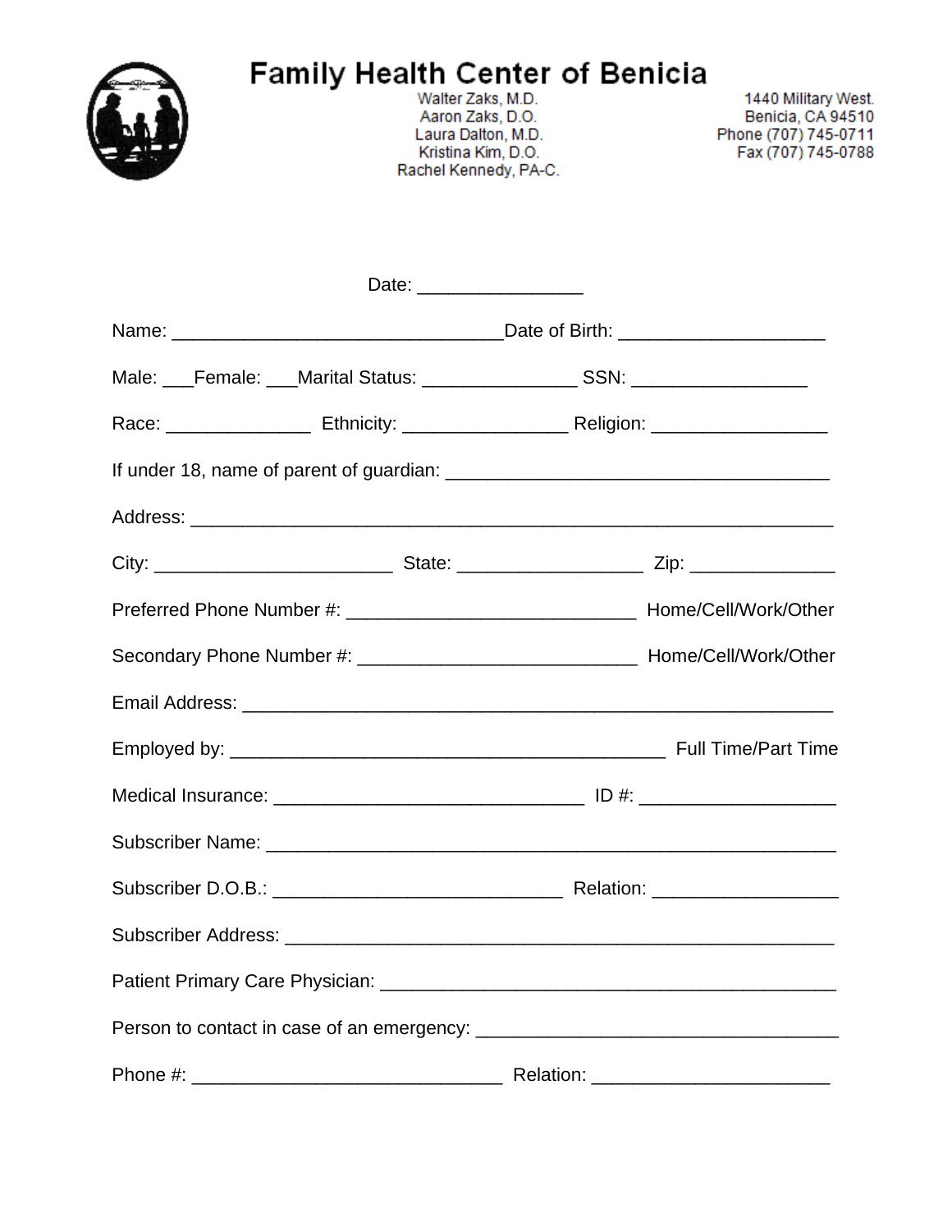# Family Health Center of Benicia

Walter Zaks, M.D.
Aaron Zaks, D.O.
Laura Dalton, M.D.
Kristina Kim, D.O.
Rachel Kennedy, PA-C.

1440 Military West.
Benicia, CA 94510
Phone (707) 745-0711
Fax (707) 745-0788

Date: ________________

Name: ________________________________Date of Birth: ____________________

Male: ___Female: ___Marital Status: _______________ SSN: _________________

Race: ______________ Ethnicity: ________________ Religion: _________________

If under 18, name of parent of guardian: _____________________________________

Address: ______________________________________________________________

City: _______________________ State: __________________ Zip: ______________

Preferred Phone Number #: ____________________________ Home/Cell/Work/Other

Secondary Phone Number #: ___________________________ Home/Cell/Work/Other

Email Address: _________________________________________________________

Employed by: __________________________________________ Full Time/Part Time

Medical Insurance: ______________________________ ID #: ___________________

Subscriber Name: _______________________________________________________

Subscriber D.O.B.: ____________________________ Relation: __________________

Subscriber Address: _____________________________________________________

Patient Primary Care Physician: ____________________________________________

Person to contact in case of an emergency: ___________________________________

Phone #: ______________________________ Relation: _______________________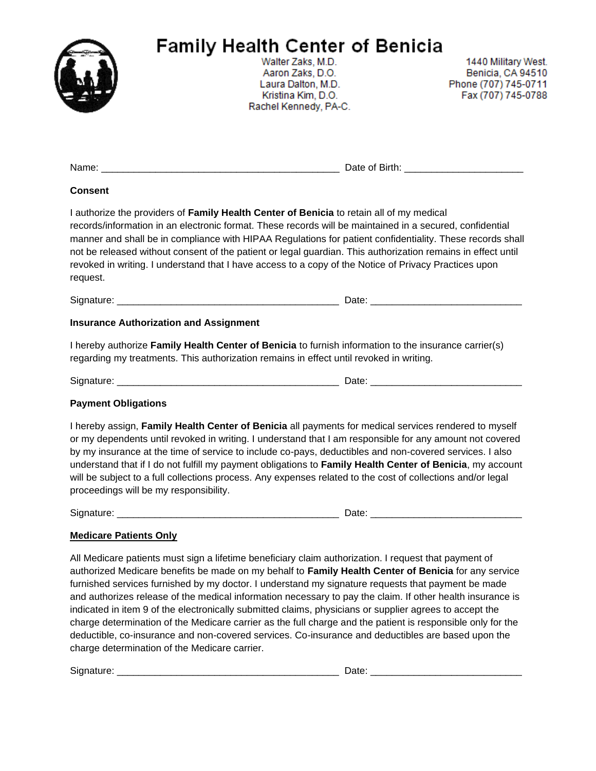# Family Health Center of Benicia

Walter Zaks, M.D.
Aaron Zaks, D.O.
Laura Dalton, M.D.
Kristina Kim, D.O.
Rachel Kennedy, PA-C.

1440 Military West.
Benicia, CA 94510
Phone (707) 745-0711
Fax (707) 745-0788

Name: ____________________________________________ Date of Birth: ______________________

**Consent**

I authorize the providers of **Family Health Center of Benicia** to retain all of my medical records/information in an electronic format. These records will be maintained in a secured, confidential manner and shall be in compliance with HIPAA Regulations for patient confidentiality. These records shall not be released without consent of the patient or legal guardian. This authorization remains in effect until revoked in writing. I understand that I have access to a copy of the Notice of Privacy Practices upon request.

Signature: _________________________________________ Date: ____________________________

**Insurance Authorization and Assignment**

I hereby authorize **Family Health Center of Benicia** to furnish information to the insurance carrier(s) regarding my treatments. This authorization remains in effect until revoked in writing.

Signature: _________________________________________ Date: ____________________________

**Payment Obligations**

I hereby assign, **Family Health Center of Benicia** all payments for medical services rendered to myself or my dependents until revoked in writing. I understand that I am responsible for any amount not covered by my insurance at the time of service to include co-pays, deductibles and non-covered services. I also understand that if I do not fulfill my payment obligations to **Family Health Center of Benicia**, my account will be subject to a full collections process. Any expenses related to the cost of collections and/or legal proceedings will be my responsibility.

Signature: _________________________________________ Date: ____________________________

**Medicare Patients Only**

All Medicare patients must sign a lifetime beneficiary claim authorization. I request that payment of authorized Medicare benefits be made on my behalf to **Family Health Center of Benicia** for any service furnished services furnished by my doctor. I understand my signature requests that payment be made and authorizes release of the medical information necessary to pay the claim. If other health insurance is indicated in item 9 of the electronically submitted claims, physicians or supplier agrees to accept the charge determination of the Medicare carrier as the full charge and the patient is responsible only for the deductible, co-insurance and non-covered services. Co-insurance and deductibles are based upon the charge determination of the Medicare carrier.

Signature: _________________________________________ Date: ____________________________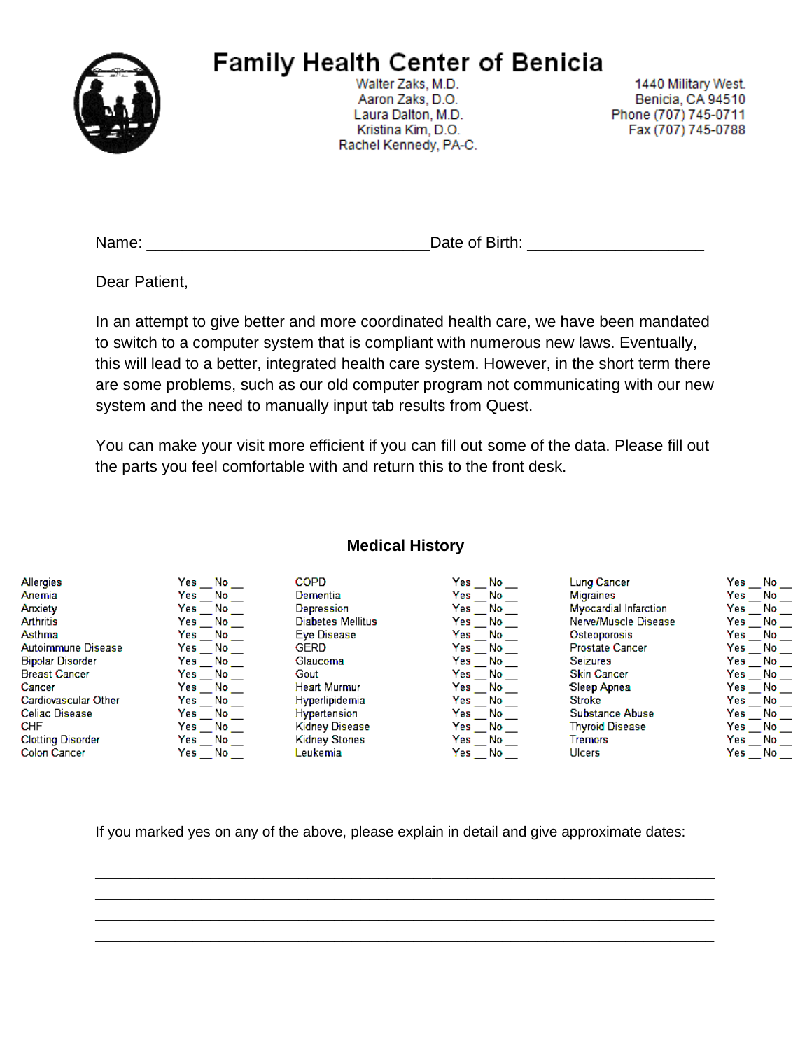# Family Health Center of Benicia

Walter Zaks, M.D.
Aaron Zaks, D.O.
Laura Dalton, M.D.
Kristina Kim, D.O.
Rachel Kennedy, PA-C.

1440 Military West.
Benicia, CA 94510
Phone (707) 745-0711
Fax (707) 745-0788

Name: ________________________________Date of Birth: ____________________

Dear Patient,

In an attempt to give better and more coordinated health care, we have been mandated to switch to a computer system that is compliant with numerous new laws. Eventually, this will lead to a better, integrated health care system. However, in the short term there are some problems, such as our old computer program not communicating with our new system and the need to manually input tab results from Quest.

You can make your visit more efficient if you can fill out some of the data. Please fill out the parts you feel comfortable with and return this to the front desk.

## Medical History

| Condition | | Condition | | Condition | |
|---|---|---|---|---|---|
| Allergies | Yes __ No __ | COPD | Yes __ No __ | Lung Cancer | Yes __ No __ |
| Anemia | Yes __ No __ | Dementia | Yes __ No __ | Migraines | Yes __ No __ |
| Anxiety | Yes __ No __ | Depression | Yes __ No __ | Myocardial Infarction | Yes __ No __ |
| Arthritis | Yes __ No __ | Diabetes Mellitus | Yes __ No __ | Nerve/Muscle Disease | Yes __ No __ |
| Asthma | Yes __ No __ | Eye Disease | Yes __ No __ | Osteoporosis | Yes __ No __ |
| Autoimmune Disease | Yes __ No __ | GERD | Yes __ No __ | Prostate Cancer | Yes __ No __ |
| Bipolar Disorder | Yes __ No __ | Glaucoma | Yes __ No __ | Seizures | Yes __ No __ |
| Breast Cancer | Yes __ No __ | Gout | Yes __ No __ | Skin Cancer | Yes __ No __ |
| Cancer | Yes __ No __ | Heart Murmur | Yes __ No __ | Sleep Apnea | Yes __ No __ |
| Cardiovascular Other | Yes __ No __ | Hyperlipidemia | Yes __ No __ | Stroke | Yes __ No __ |
| Celiac Disease | Yes __ No __ | Hypertension | Yes __ No __ | Substance Abuse | Yes __ No __ |
| CHF | Yes __ No __ | Kidney Disease | Yes __ No __ | Thyroid Disease | Yes __ No __ |
| Clotting Disorder | Yes __ No __ | Kidney Stones | Yes __ No __ | Tremors | Yes __ No __ |
| Colon Cancer | Yes __ No __ | Leukemia | Yes __ No __ | Ulcers | Yes __ No __ |

If you marked yes on any of the above, please explain in detail and give approximate dates:

______________________________________________________________________________
______________________________________________________________________________
______________________________________________________________________________
______________________________________________________________________________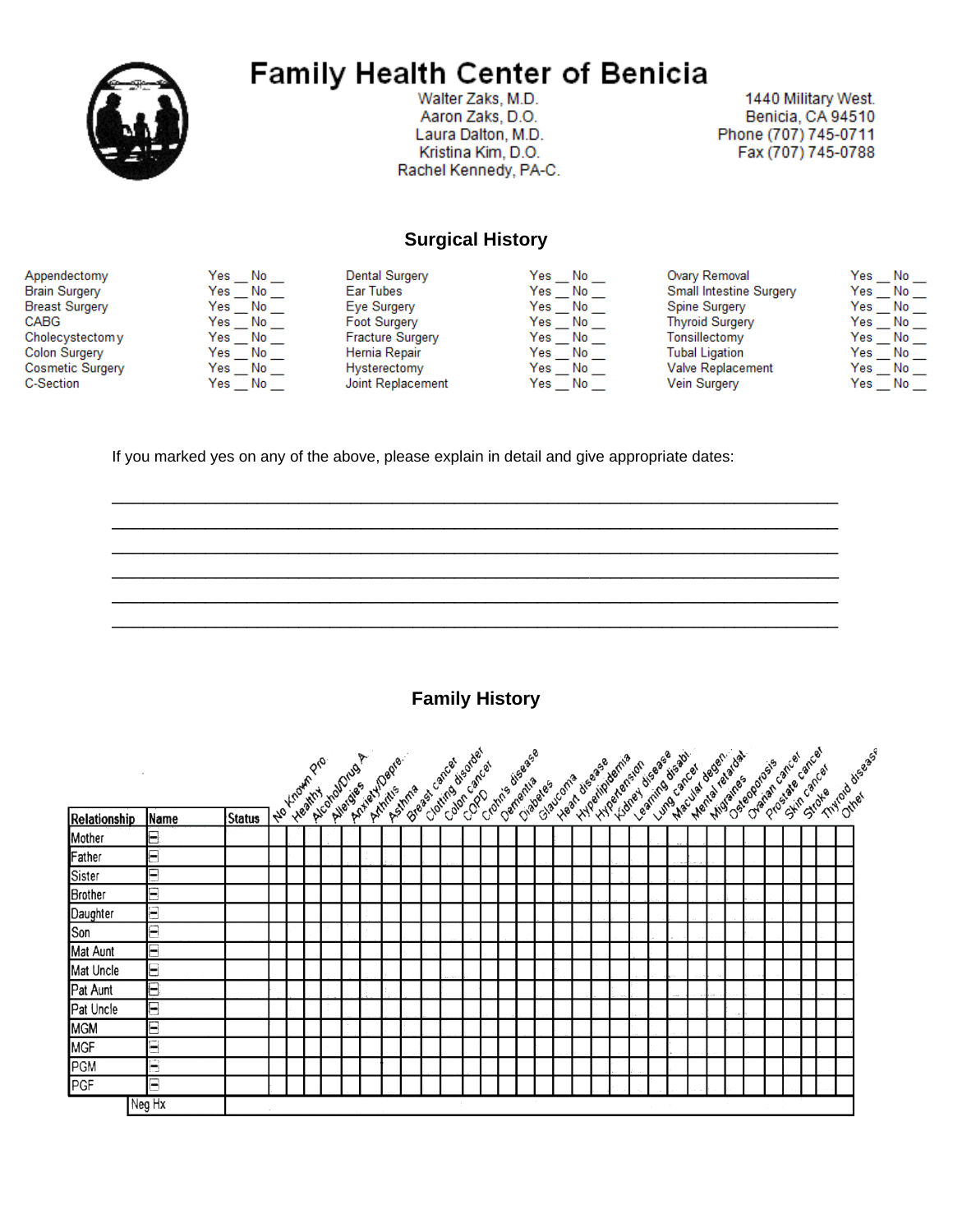# Family Health Center of Benicia

Walter Zaks, M.D.
Aaron Zaks, D.O.
Laura Dalton, M.D.
Kristina Kim, D.O.
Rachel Kennedy, PA-C.

1440 Military West.
Benicia, CA 94510
Phone (707) 745-0711
Fax (707) 745-0788

## Surgical History

| | | | | | |
|---|---|---|---|---|---|
| Appendectomy | Yes __ No __ | Dental Surgery | Yes __ No __ | Ovary Removal | Yes __ No __ |
| Brain Surgery | Yes __ No __ | Ear Tubes | Yes __ No __ | Small Intestine Surgery | Yes __ No __ |
| Breast Surgery | Yes __ No __ | Eye Surgery | Yes __ No __ | Spine Surgery | Yes __ No __ |
| CABG | Yes __ No __ | Foot Surgery | Yes __ No __ | Thyroid Surgery | Yes __ No __ |
| Cholecystectomy | Yes __ No __ | Fracture Surgery | Yes __ No __ | Tonsillectomy | Yes __ No __ |
| Colon Surgery | Yes __ No __ | Hernia Repair | Yes __ No __ | Tubal Ligation | Yes __ No __ |
| Cosmetic Surgery | Yes __ No __ | Hysterectomy | Yes __ No __ | Valve Replacement | Yes __ No __ |
| C-Section | Yes __ No __ | Joint Replacement | Yes __ No __ | Vein Surgery | Yes __ No __ |

If you marked yes on any of the above, please explain in detail and give appropriate dates:

______________________________________________________________________________
______________________________________________________________________________
______________________________________________________________________________
______________________________________________________________________________
______________________________________________________________________________
______________________________________________________________________________

## Family History

| Relationship | Name | Status | No Known Pro | Healthy | Alcohol/Drug A.. | Allergies | Anxiety/Depre... | Arthritis | Asthma | Breast cancer | Clotting disorder | Colon cancer | COPD | Crohn's disease | Dementia | Diabetes | Glaucoma | Heart disease | Hyperlipidemia | Hypertension | Kidney disease | Learning disabi.. | Lung cancer | Macular degen... | Mental retardat. | Migraines | Osteoporosis | Ovarian cancer | Prostate cancer | Skin cancer | Stroke | Thyroid disease | Other |
|---|---|---|---|---|---|---|---|---|---|---|---|---|---|---|---|---|---|---|---|---|---|---|---|---|---|---|---|---|---|---|---|---|---|
| Mother | | | | | | | | | | | | | | | | | | | | | | | | | | | | | | | | | |
| Father | | | | | | | | | | | | | | | | | | | | | | | | | | | | | | | | | |
| Sister | | | | | | | | | | | | | | | | | | | | | | | | | | | | | | | | | |
| Brother | | | | | | | | | | | | | | | | | | | | | | | | | | | | | | | | | |
| Daughter | | | | | | | | | | | | | | | | | | | | | | | | | | | | | | | | | |
| Son | | | | | | | | | | | | | | | | | | | | | | | | | | | | | | | | | |
| Mat Aunt | | | | | | | | | | | | | | | | | | | | | | | | | | | | | | | | | |
| Mat Uncle | | | | | | | | | | | | | | | | | | | | | | | | | | | | | | | | | |
| Pat Aunt | | | | | | | | | | | | | | | | | | | | | | | | | | | | | | | | | |
| Pat Uncle | | | | | | | | | | | | | | | | | | | | | | | | | | | | | | | | | |
| MGM | | | | | | | | | | | | | | | | | | | | | | | | | | | | | | | | | |
| MGF | | | | | | | | | | | | | | | | | | | | | | | | | | | | | | | | | |
| PGM | | | | | | | | | | | | | | | | | | | | | | | | | | | | | | | | | |
| PGF | | | | | | | | | | | | | | | | | | | | | | | | | | | | | | | | | |
| | Neg Hx | | | | | | | | | | | | | | | | | | | | | | | | | | | | | | | | |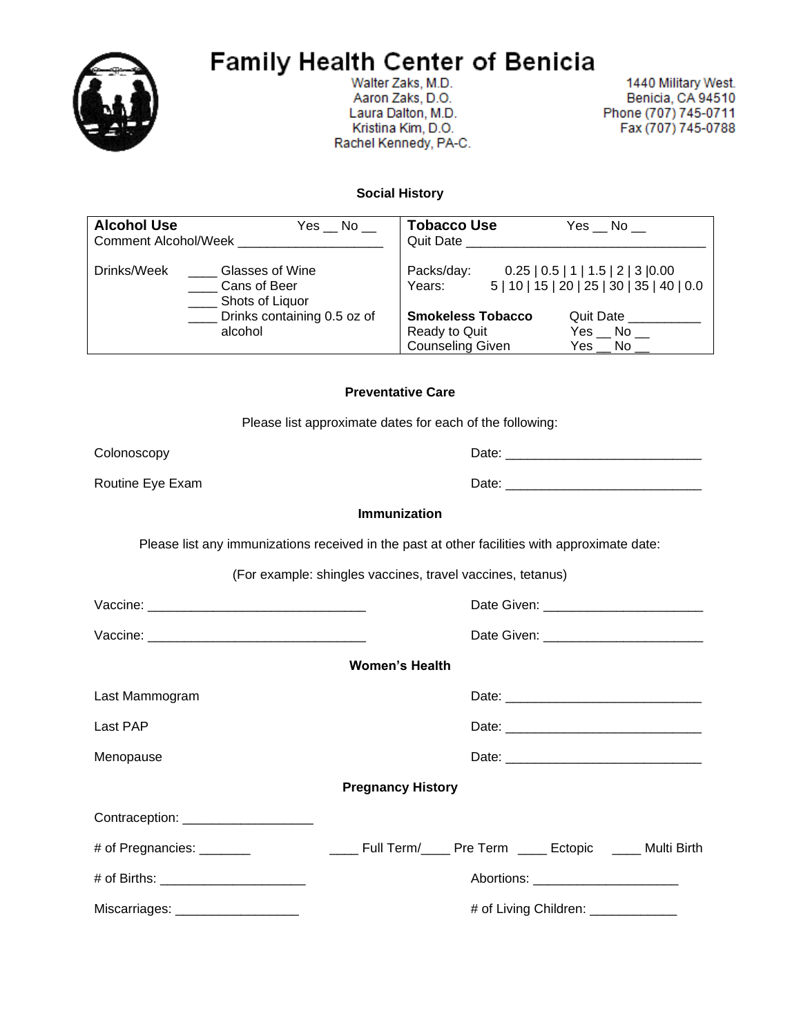# Family Health Center of Benicia

Walter Zaks, M.D.
Aaron Zaks, D.O.
Laura Dalton, M.D.
Kristina Kim, D.O.
Rachel Kennedy, PA-C.

1440 Military West.
Benicia, CA 94510
Phone (707) 745-0711
Fax (707) 745-0788

## Social History

| **Alcohol Use** Yes __ No __ | **Tobacco Use** Yes __ No __ |
|---|---|
| Comment Alcohol/Week ____________________ | Quit Date _________________________________ |
| Drinks/Week ____ Glasses of Wine | Packs/day: 0.25 \| 0.5 \| 1 \| 1.5 \| 2 \| 3 \|0.00 |
| ____ Cans of Beer | Years: 5 \| 10 \| 15 \| 20 \| 25 \| 30 \| 35 \| 40 \| 0.0 |
| ____ Shots of Liquor | **Smokeless Tobacco** Quit Date __________ |
| ____ Drinks containing 0.5 oz of alcohol | Ready to Quit Yes __ No __ |
| | Counseling Given Yes __ No __ |

## Preventative Care

Please list approximate dates for each of the following:

Colonoscopy Date: ___________________________

Routine Eye Exam Date: ___________________________

## Immunization

Please list any immunizations received in the past at other facilities with approximate date:

(For example: shingles vaccines, travel vaccines, tetanus)

Vaccine: ______________________________ Date Given: ______________________

Vaccine: ______________________________ Date Given: ______________________

## Women's Health

Last Mammogram Date: ___________________________

Last PAP Date: ___________________________

Menopause Date: ___________________________

## Pregnancy History

Contraception: __________________

# of Pregnancies: _______ ____ Full Term/____ Pre Term ____ Ectopic ____ Multi Birth

# of Births: ____________________ Abortions: ____________________

Miscarriages: _________________ # of Living Children: ____________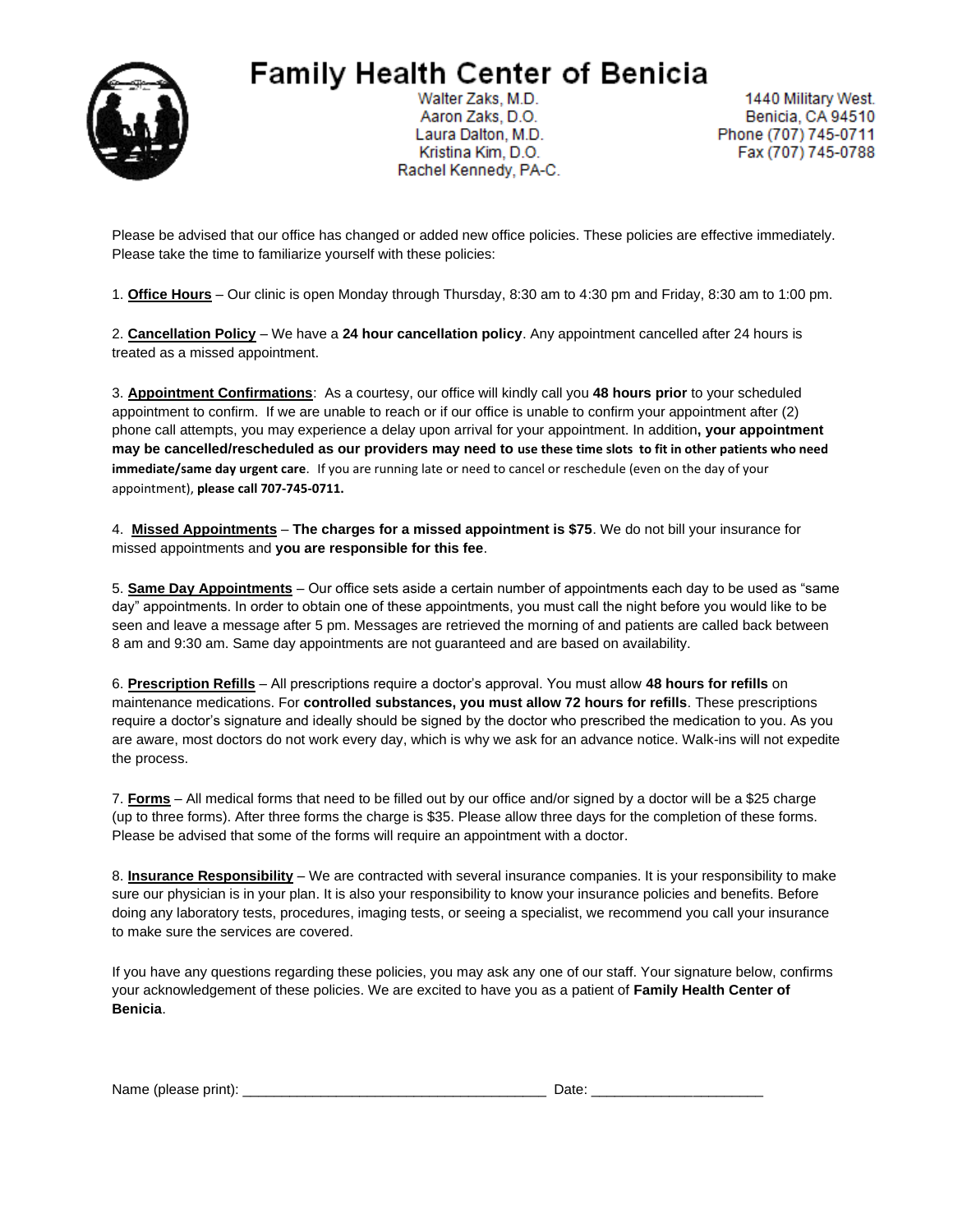# Family Health Center of Benicia

Walter Zaks, M.D.
Aaron Zaks, D.O.
Laura Dalton, M.D.
Kristina Kim, D.O.
Rachel Kennedy, PA-C.

1440 Military West.
Benicia, CA 94510
Phone (707) 745-0711
Fax (707) 745-0788

Please be advised that our office has changed or added new office policies. These policies are effective immediately. Please take the time to familiarize yourself with these policies:

1. **Office Hours** – Our clinic is open Monday through Thursday, 8:30 am to 4:30 pm and Friday, 8:30 am to 1:00 pm.

2. **Cancellation Policy** – We have a **24 hour cancellation policy**. Any appointment cancelled after 24 hours is treated as a missed appointment.

3. **Appointment Confirmations**: As a courtesy, our office will kindly call you **48 hours prior** to your scheduled appointment to confirm. If we are unable to reach or if our office is unable to confirm your appointment after (2) phone call attempts, you may experience a delay upon arrival for your appointment. In addition**, your appointment may be cancelled/rescheduled as our providers may need to use these time slots to fit in other patients who need immediate/same day urgent care**. If you are running late or need to cancel or reschedule (even on the day of your appointment), **please call 707-745-0711.**

4. **Missed Appointments** – **The charges for a missed appointment is $75**. We do not bill your insurance for missed appointments and **you are responsible for this fee**.

5. **Same Day Appointments** – Our office sets aside a certain number of appointments each day to be used as "same day" appointments. In order to obtain one of these appointments, you must call the night before you would like to be seen and leave a message after 5 pm. Messages are retrieved the morning of and patients are called back between 8 am and 9:30 am. Same day appointments are not guaranteed and are based on availability.

6. **Prescription Refills** – All prescriptions require a doctor's approval. You must allow **48 hours for refills** on maintenance medications. For **controlled substances, you must allow 72 hours for refills**. These prescriptions require a doctor's signature and ideally should be signed by the doctor who prescribed the medication to you. As you are aware, most doctors do not work every day, which is why we ask for an advance notice. Walk-ins will not expedite the process.

7. **Forms** – All medical forms that need to be filled out by our office and/or signed by a doctor will be a $25 charge (up to three forms). After three forms the charge is $35. Please allow three days for the completion of these forms. Please be advised that some of the forms will require an appointment with a doctor.

8. **Insurance Responsibility** – We are contracted with several insurance companies. It is your responsibility to make sure our physician is in your plan. It is also your responsibility to know your insurance policies and benefits. Before doing any laboratory tests, procedures, imaging tests, or seeing a specialist, we recommend you call your insurance to make sure the services are covered.

If you have any questions regarding these policies, you may ask any one of our staff. Your signature below, confirms your acknowledgement of these policies. We are excited to have you as a patient of **Family Health Center of Benicia**.

Name (please print): ______________________________________ Date: _____________________